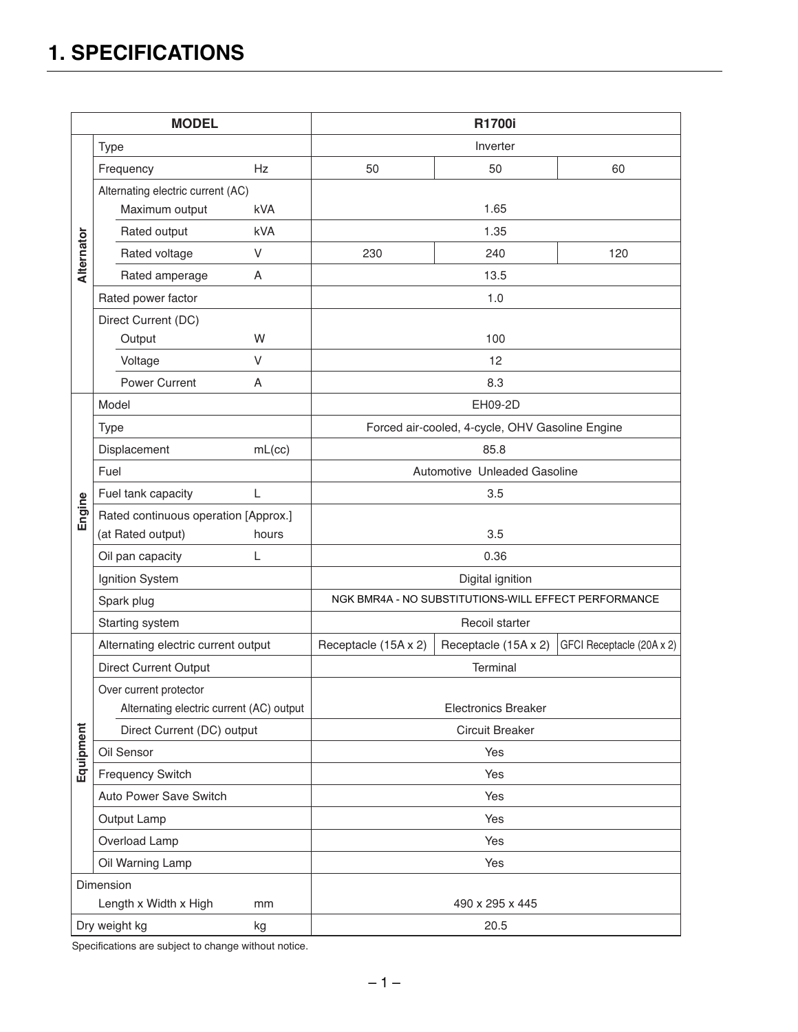# 1. SPECIFICATIONS

| | MODEL | | R1700i | | |
|---|---|---|---|---|---|
| Alternator | Type | | Inverter | | |
| | Frequency | Hz | 50 | 50 | 60 |
| | Alternating electric current (AC) | | | | |
| | Maximum output | kVA | 1.65 | | |
| | Rated output | kVA | 1.35 | | |
| | Rated voltage | V | 230 | 240 | 120 |
| | Rated amperage | A | 13.5 | | |
| | Rated power factor | | 1.0 | | |
| | Direct Current (DC) | | | | |
| | Output | W | 100 | | |
| | Voltage | V | 12 | | |
| | Power Current | A | 8.3 | | |
| Engine | Model | | EH09-2D | | |
| | Type | | Forced air-cooled, 4-cycle, OHV Gasoline Engine | | |
| | Displacement | mL(cc) | 85.8 | | |
| | Fuel | | Automotive Unleaded Gasoline | | |
| | Fuel tank capacity | L | 3.5 | | |
| | Rated continuous operation [Approx.] (at Rated output) | hours | 3.5 | | |
| | Oil pan capacity | L | 0.36 | | |
| | Ignition System | | Digital ignition | | |
| | Spark plug | | NGK BMR4A - NO SUBSTITUTIONS-WILL EFFECT PERFORMANCE | | |
| | Starting system | | Recoil starter | | |
| Equipment | Alternating electric current output | | Receptacle (15A x 2) | Receptacle (15A x 2) | GFCI Receptacle (20A x 2) |
| | Direct Current Output | | Terminal | | |
| | Over current protector | | | | |
| | Alternating electric current (AC) output | | Electronics Breaker | | |
| | Direct Current (DC) output | | Circuit Breaker | | |
| | Oil Sensor | | Yes | | |
| | Frequency Switch | | Yes | | |
| | Auto Power Save Switch | | Yes | | |
| | Output Lamp | | Yes | | |
| | Overload Lamp | | Yes | | |
| | Oil Warning Lamp | | Yes | | |
| Dimension | Length x Width x High | mm | 490 x 295 x 445 | | |
| Dry weight kg | | kg | 20.5 | | |

Specifications are subject to change without notice.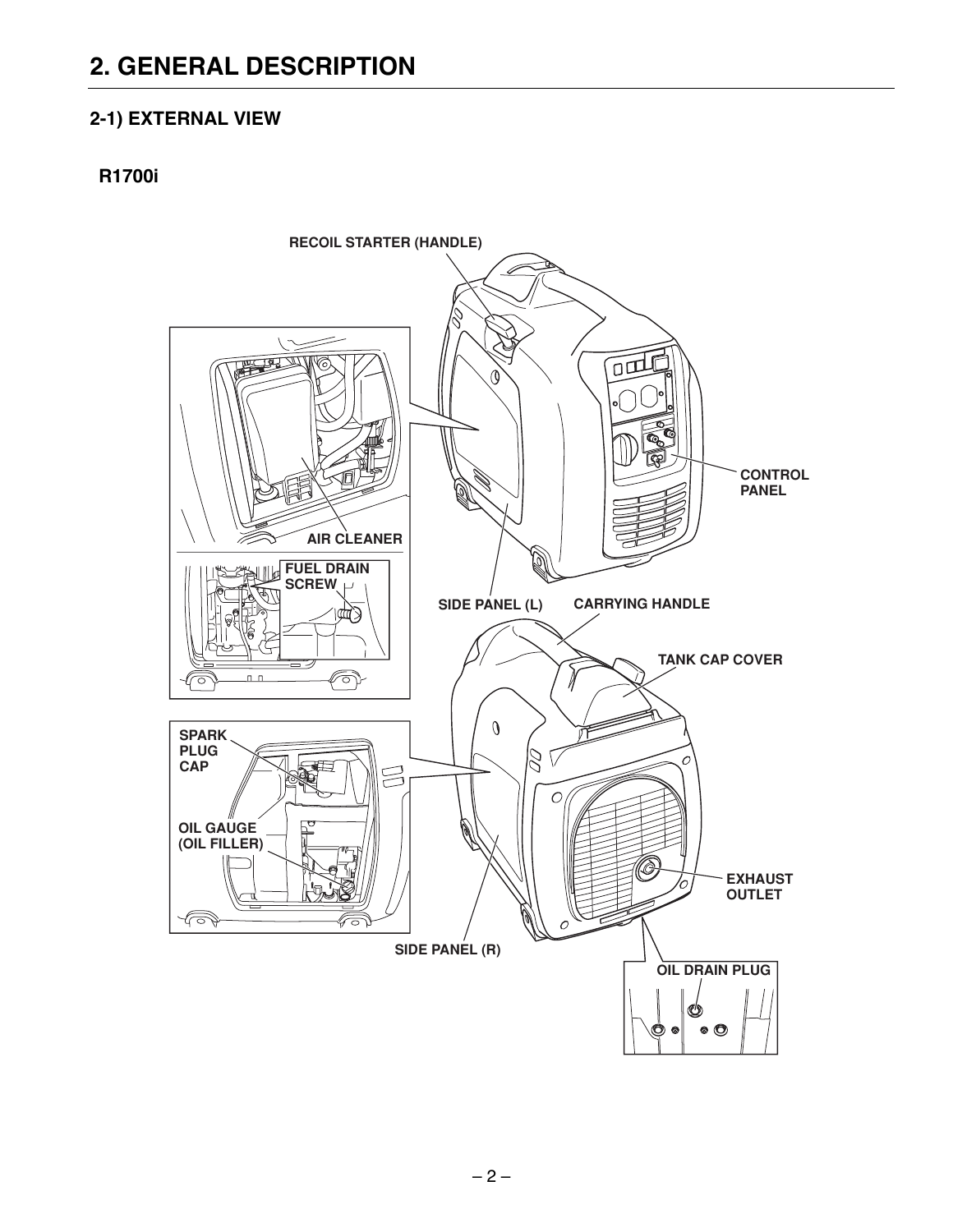# 2. GENERAL DESCRIPTION

## 2-1) EXTERNAL VIEW

### R1700i

RECOIL STARTER (HANDLE)

CONTROL PANEL

AIR CLEANER

FUEL DRAIN SCREW

SIDE PANEL (L)

CARRYING HANDLE

TANK CAP COVER

SPARK PLUG CAP

OIL GAUGE (OIL FILLER)

EXHAUST OUTLET

SIDE PANEL (R)

OIL DRAIN PLUG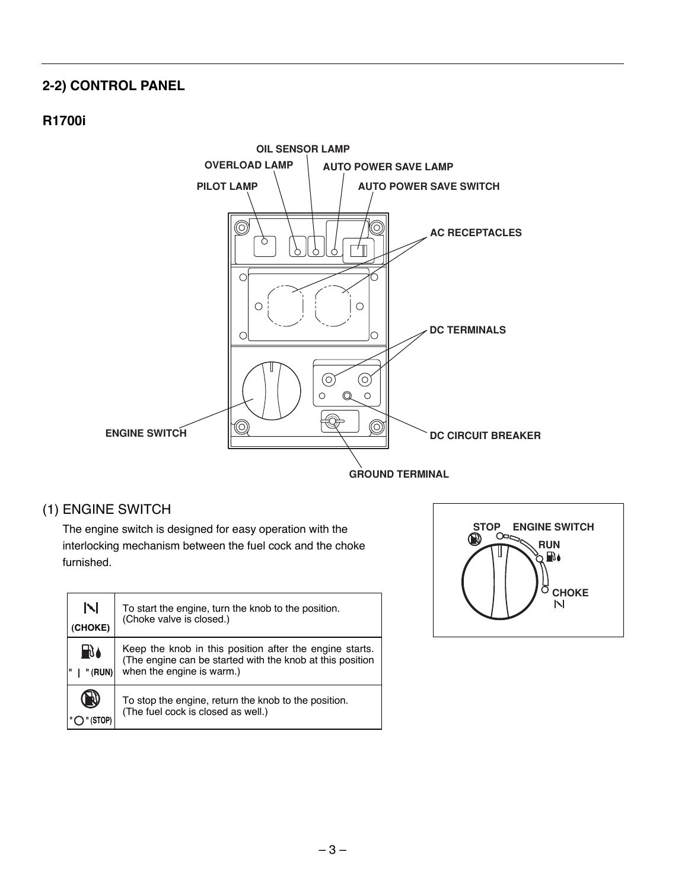## 2-2) CONTROL PANEL

### R1700i

OIL SENSOR LAMP
OVERLOAD LAMP
AUTO POWER SAVE LAMP
PILOT LAMP
AUTO POWER SAVE SWITCH
AC RECEPTACLES
DC TERMINALS
ENGINE SWITCH
DC CIRCUIT BREAKER
GROUND TERMINAL

### (1) ENGINE SWITCH

The engine switch is designed for easy operation with the interlocking mechanism between the fuel cock and the choke furnished.

STOP ENGINE SWITCH
RUN
CHOKE

| | |
|---|---|
| (CHOKE) | To start the engine, turn the knob to the position. (Choke valve is closed.) |
| " \| " (RUN) | Keep the knob in this position after the engine starts. (The engine can be started with the knob at this position when the engine is warm.) |
| " ○ " (STOP) | To stop the engine, return the knob to the position. (The fuel cock is closed as well.) |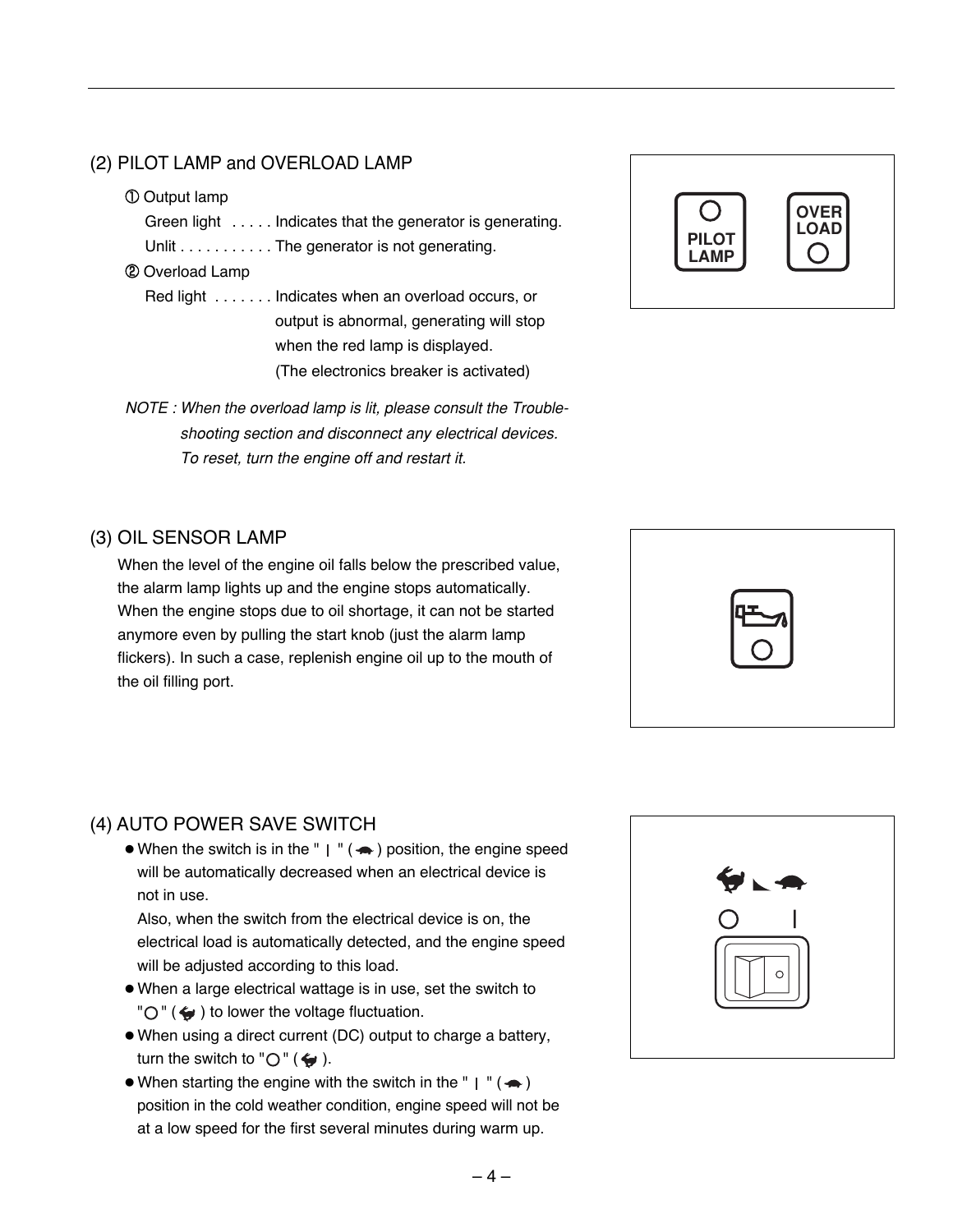## (2) PILOT LAMP and OVERLOAD LAMP

① Output lamp

Green light . . . . . Indicates that the generator is generating.

Unlit . . . . . . . . . . . The generator is not generating.

② Overload Lamp

Red light . . . . . . . Indicates when an overload occurs, or output is abnormal, generating will stop when the red lamp is displayed. (The electronics breaker is activated)

*NOTE : When the overload lamp is lit, please consult the Trouble-shooting section and disconnect any electrical devices. To reset, turn the engine off and restart it.*

## (3) OIL SENSOR LAMP

When the level of the engine oil falls below the prescribed value, the alarm lamp lights up and the engine stops automatically. When the engine stops due to oil shortage, it can not be started anymore even by pulling the start knob (just the alarm lamp flickers). In such a case, replenish engine oil up to the mouth of the oil filling port.

## (4) AUTO POWER SAVE SWITCH

- When the switch is in the " | " ( turtle ) position, the engine speed will be automatically decreased when an electrical device is not in use.
  Also, when the switch from the electrical device is on, the electrical load is automatically detected, and the engine speed will be adjusted according to this load.
- When a large electrical wattage is in use, set the switch to "○" ( rabbit ) to lower the voltage fluctuation.
- When using a direct current (DC) output to charge a battery, turn the switch to "○" ( rabbit ).
- When starting the engine with the switch in the " | " ( turtle ) position in the cold weather condition, engine speed will not be at a low speed for the first several minutes during warm up.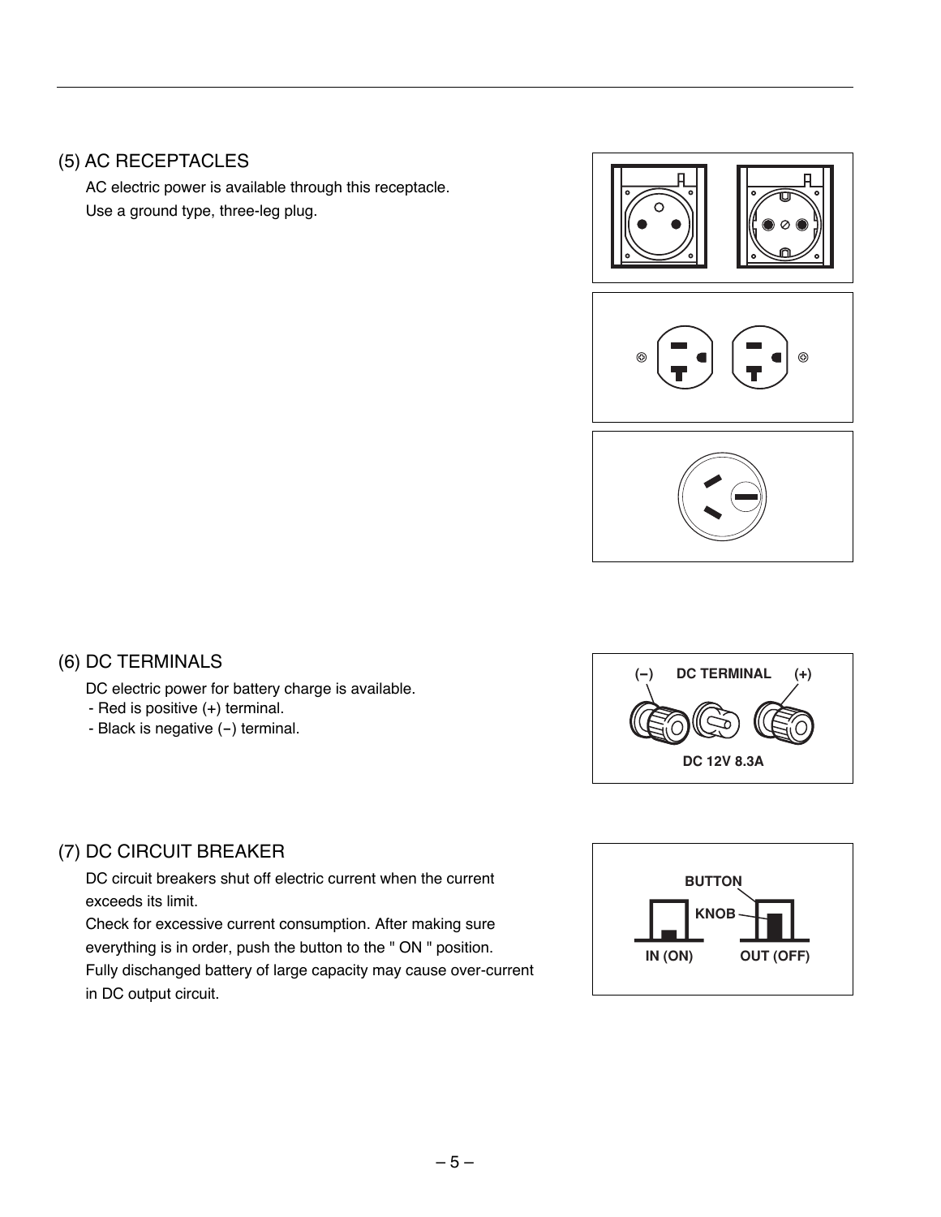## (5) AC RECEPTACLES

AC electric power is available through this receptacle.
Use a ground type, three-leg plug.

## (6) DC TERMINALS

DC electric power for battery charge is available.

- Red is positive (+) terminal.
- Black is negative (−) terminal.

(−) DC TERMINAL (+)

DC 12V 8.3A

## (7) DC CIRCUIT BREAKER

DC circuit breakers shut off electric current when the current exceeds its limit.
Check for excessive current consumption. After making sure everything is in order, push the button to the " ON " position.
Fully dischanged battery of large capacity may cause over-current in DC output circuit.

BUTTON

KNOB

IN (ON)

OUT (OFF)